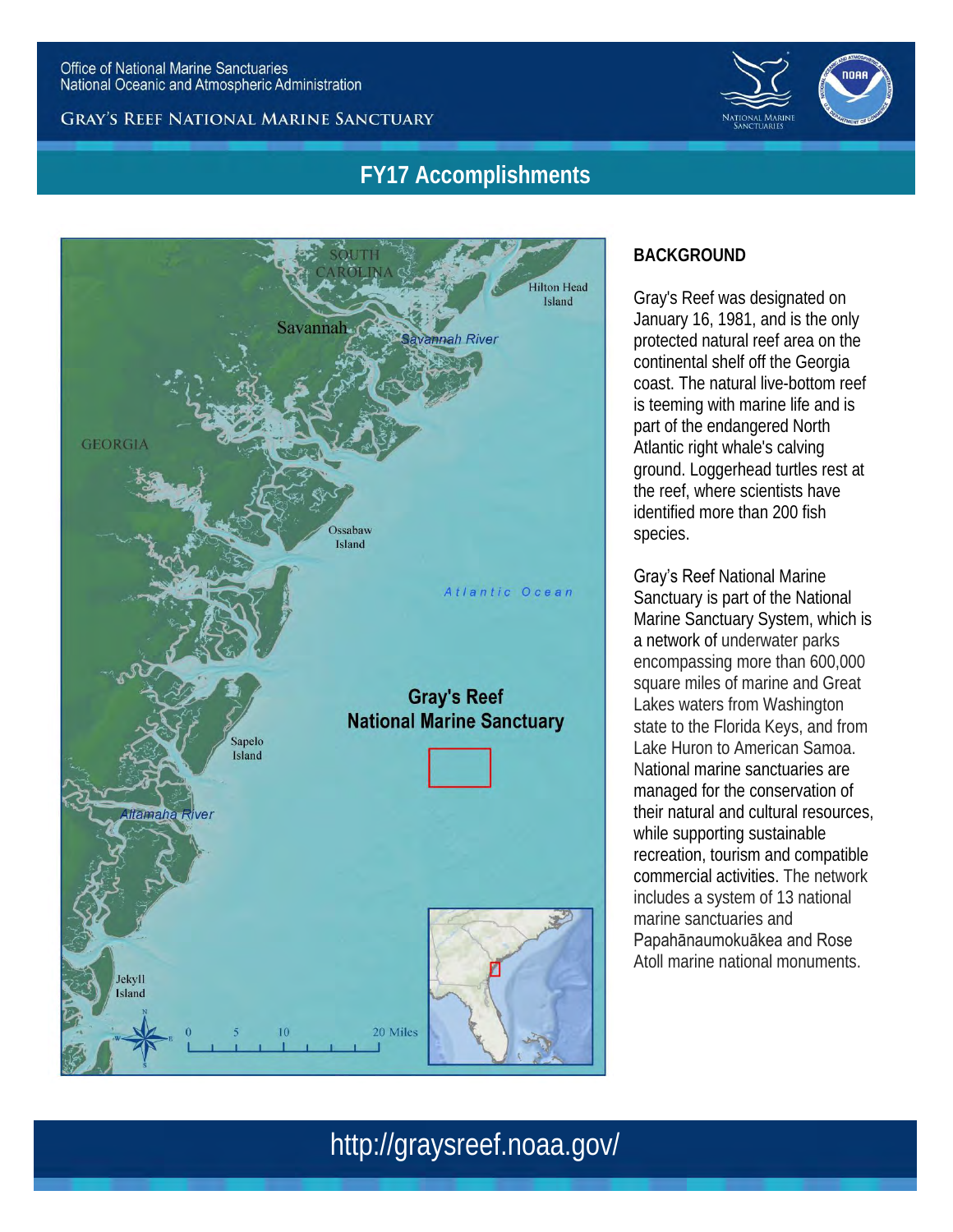Office of National Marine Sanctuaries
National Oceanic and Atmospheric Administration

GRAY'S REEF NATIONAL MARINE SANCTUARY

# FY17 Accomplishments

## BACKGROUND

Gray's Reef was designated on January 16, 1981, and is the only protected natural reef area on the continental shelf off the Georgia coast. The natural live-bottom reef is teeming with marine life and is part of the endangered North Atlantic right whale's calving ground. Loggerhead turtles rest at the reef, where scientists have identified more than 200 fish species.

Gray's Reef National Marine Sanctuary is part of the National Marine Sanctuary System, which is a network of underwater parks encompassing more than 600,000 square miles of marine and Great Lakes waters from Washington state to the Florida Keys, and from Lake Huron to American Samoa. National marine sanctuaries are managed for the conservation of their natural and cultural resources, while supporting sustainable recreation, tourism and compatible commercial activities. The network includes a system of 13 national marine sanctuaries and Papahānaumokuākea and Rose Atoll marine national monuments.

http://graysreef.noaa.gov/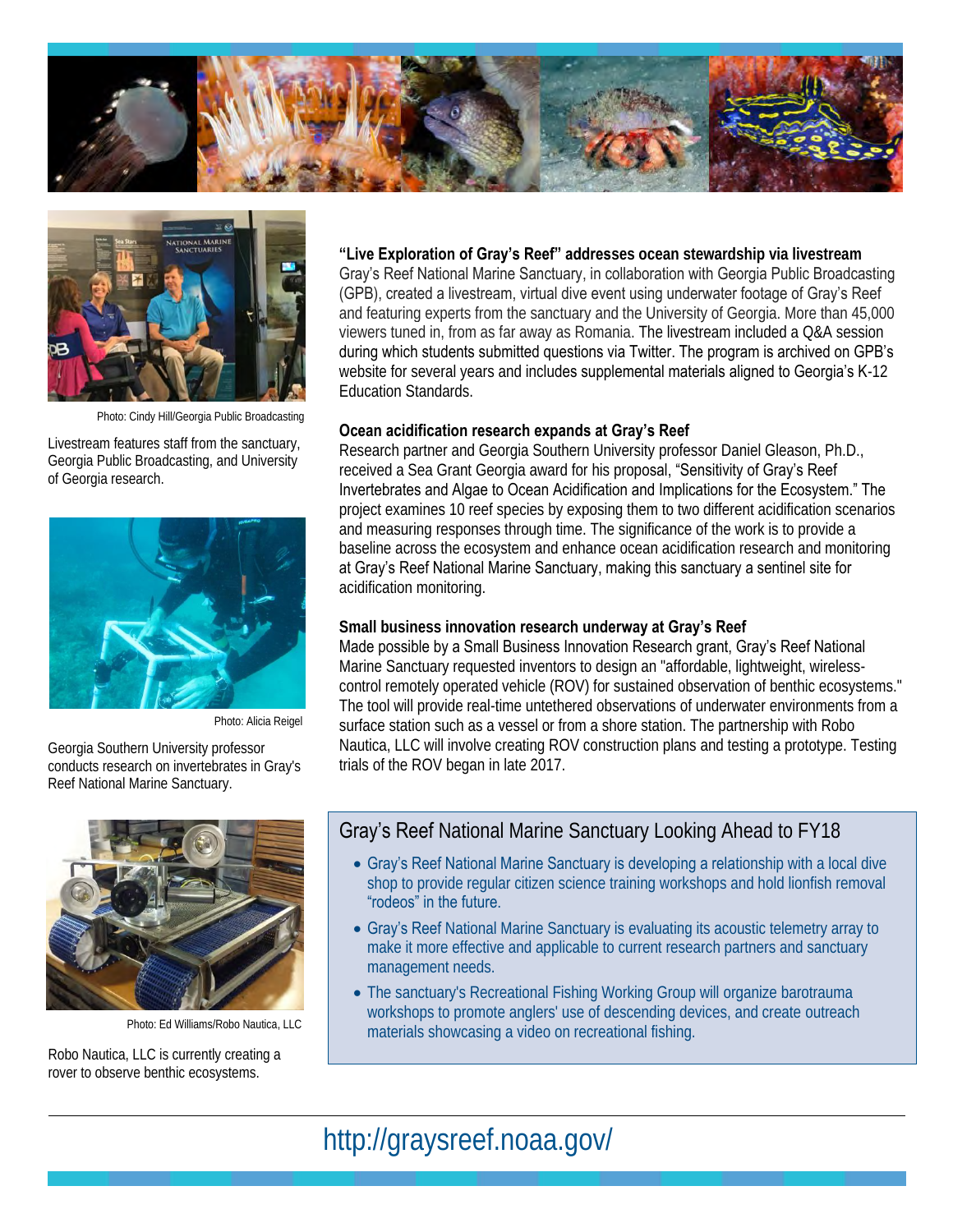Photo: Cindy Hill/Georgia Public Broadcasting

Livestream features staff from the sanctuary, Georgia Public Broadcasting, and University of Georgia research.

Photo: Alicia Reigel

Georgia Southern University professor conducts research on invertebrates in Gray's Reef National Marine Sanctuary.

Photo: Ed Williams/Robo Nautica, LLC

Robo Nautica, LLC is currently creating a rover to observe benthic ecosystems.

**"Live Exploration of Gray's Reef" addresses ocean stewardship via livestream**
Gray's Reef National Marine Sanctuary, in collaboration with Georgia Public Broadcasting (GPB), created a livestream, virtual dive event using underwater footage of Gray's Reef and featuring experts from the sanctuary and the University of Georgia. More than 45,000 viewers tuned in, from as far away as Romania. The livestream included a Q&A session during which students submitted questions via Twitter. The program is archived on GPB's website for several years and includes supplemental materials aligned to Georgia's K-12 Education Standards.

**Ocean acidification research expands at Gray's Reef**
Research partner and Georgia Southern University professor Daniel Gleason, Ph.D., received a Sea Grant Georgia award for his proposal, "Sensitivity of Gray's Reef Invertebrates and Algae to Ocean Acidification and Implications for the Ecosystem." The project examines 10 reef species by exposing them to two different acidification scenarios and measuring responses through time. The significance of the work is to provide a baseline across the ecosystem and enhance ocean acidification research and monitoring at Gray's Reef National Marine Sanctuary, making this sanctuary a sentinel site for acidification monitoring.

**Small business innovation research underway at Gray's Reef**
Made possible by a Small Business Innovation Research grant, Gray's Reef National Marine Sanctuary requested inventors to design an "affordable, lightweight, wireless-control remotely operated vehicle (ROV) for sustained observation of benthic ecosystems." The tool will provide real-time untethered observations of underwater environments from a surface station such as a vessel or from a shore station. The partnership with Robo Nautica, LLC will involve creating ROV construction plans and testing a prototype. Testing trials of the ROV began in late 2017.

## Gray's Reef National Marine Sanctuary Looking Ahead to FY18

- Gray's Reef National Marine Sanctuary is developing a relationship with a local dive shop to provide regular citizen science training workshops and hold lionfish removal "rodeos" in the future.
- Gray's Reef National Marine Sanctuary is evaluating its acoustic telemetry array to make it more effective and applicable to current research partners and sanctuary management needs.
- The sanctuary's Recreational Fishing Working Group will organize barotrauma workshops to promote anglers' use of descending devices, and create outreach materials showcasing a video on recreational fishing.

http://graysreef.noaa.gov/